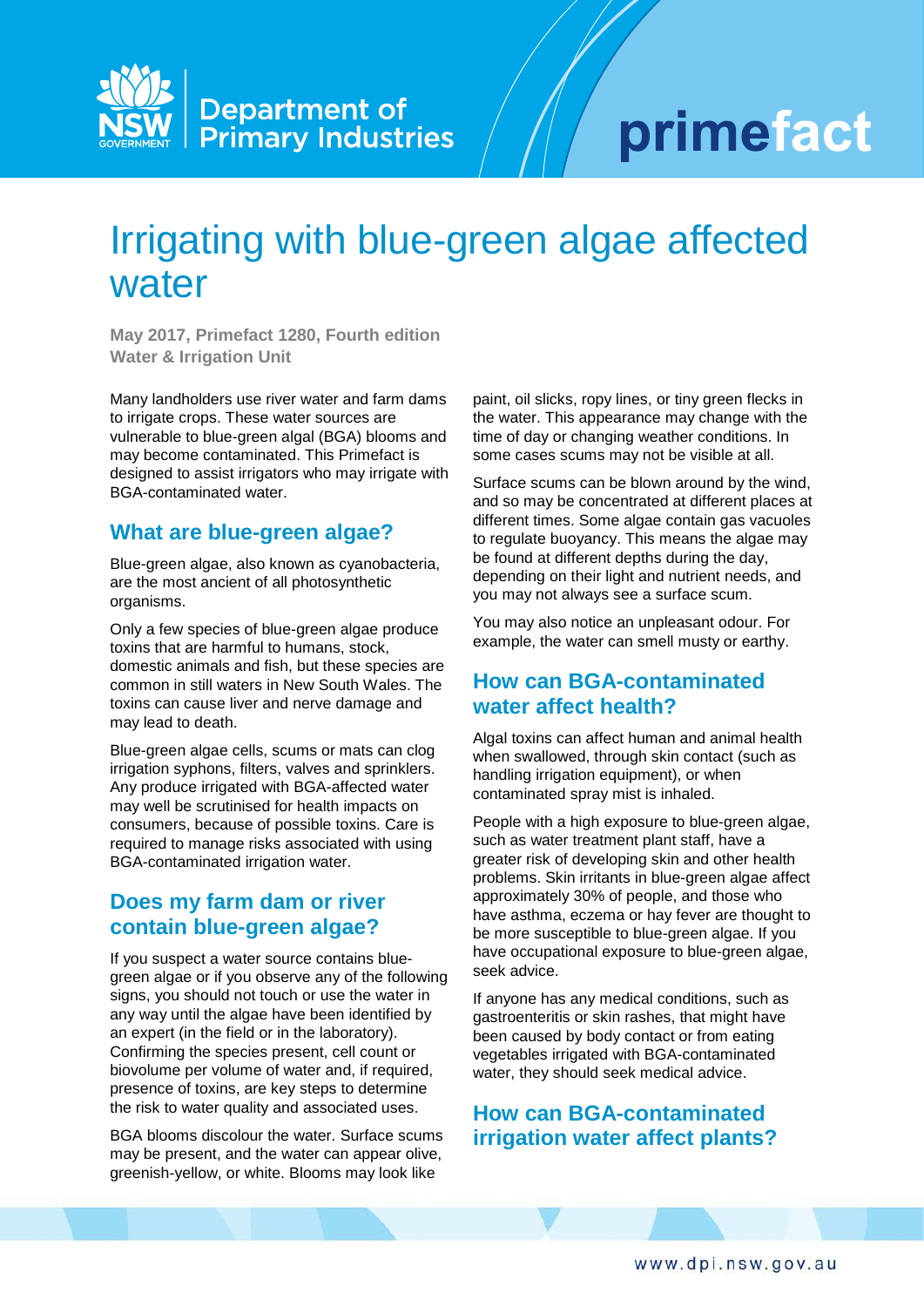# Irrigating with blue-green algae affected water

**May 2017, Primefact 1280, Fourth edition**
**Water & Irrigation Unit**

Many landholders use river water and farm dams to irrigate crops. These water sources are vulnerable to blue-green algal (BGA) blooms and may become contaminated. This Primefact is designed to assist irrigators who may irrigate with BGA-contaminated water.

## What are blue-green algae?

Blue-green algae, also known as cyanobacteria, are the most ancient of all photosynthetic organisms.

Only a few species of blue-green algae produce toxins that are harmful to humans, stock, domestic animals and fish, but these species are common in still waters in New South Wales. The toxins can cause liver and nerve damage and may lead to death.

Blue-green algae cells, scums or mats can clog irrigation syphons, filters, valves and sprinklers. Any produce irrigated with BGA-affected water may well be scrutinised for health impacts on consumers, because of possible toxins. Care is required to manage risks associated with using BGA-contaminated irrigation water.

## Does my farm dam or river contain blue-green algae?

If you suspect a water source contains blue-green algae or if you observe any of the following signs, you should not touch or use the water in any way until the algae have been identified by an expert (in the field or in the laboratory). Confirming the species present, cell count or biovolume per volume of water and, if required, presence of toxins, are key steps to determine the risk to water quality and associated uses.

BGA blooms discolour the water. Surface scums may be present, and the water can appear olive, greenish-yellow, or white. Blooms may look like paint, oil slicks, ropy lines, or tiny green flecks in the water. This appearance may change with the time of day or changing weather conditions. In some cases scums may not be visible at all.

Surface scums can be blown around by the wind, and so may be concentrated at different places at different times. Some algae contain gas vacuoles to regulate buoyancy. This means the algae may be found at different depths during the day, depending on their light and nutrient needs, and you may not always see a surface scum.

You may also notice an unpleasant odour. For example, the water can smell musty or earthy.

## How can BGA-contaminated water affect health?

Algal toxins can affect human and animal health when swallowed, through skin contact (such as handling irrigation equipment), or when contaminated spray mist is inhaled.

People with a high exposure to blue-green algae, such as water treatment plant staff, have a greater risk of developing skin and other health problems. Skin irritants in blue-green algae affect approximately 30% of people, and those who have asthma, eczema or hay fever are thought to be more susceptible to blue-green algae. If you have occupational exposure to blue-green algae, seek advice.

If anyone has any medical conditions, such as gastroenteritis or skin rashes, that might have been caused by body contact or from eating vegetables irrigated with BGA-contaminated water, they should seek medical advice.

## How can BGA-contaminated irrigation water affect plants?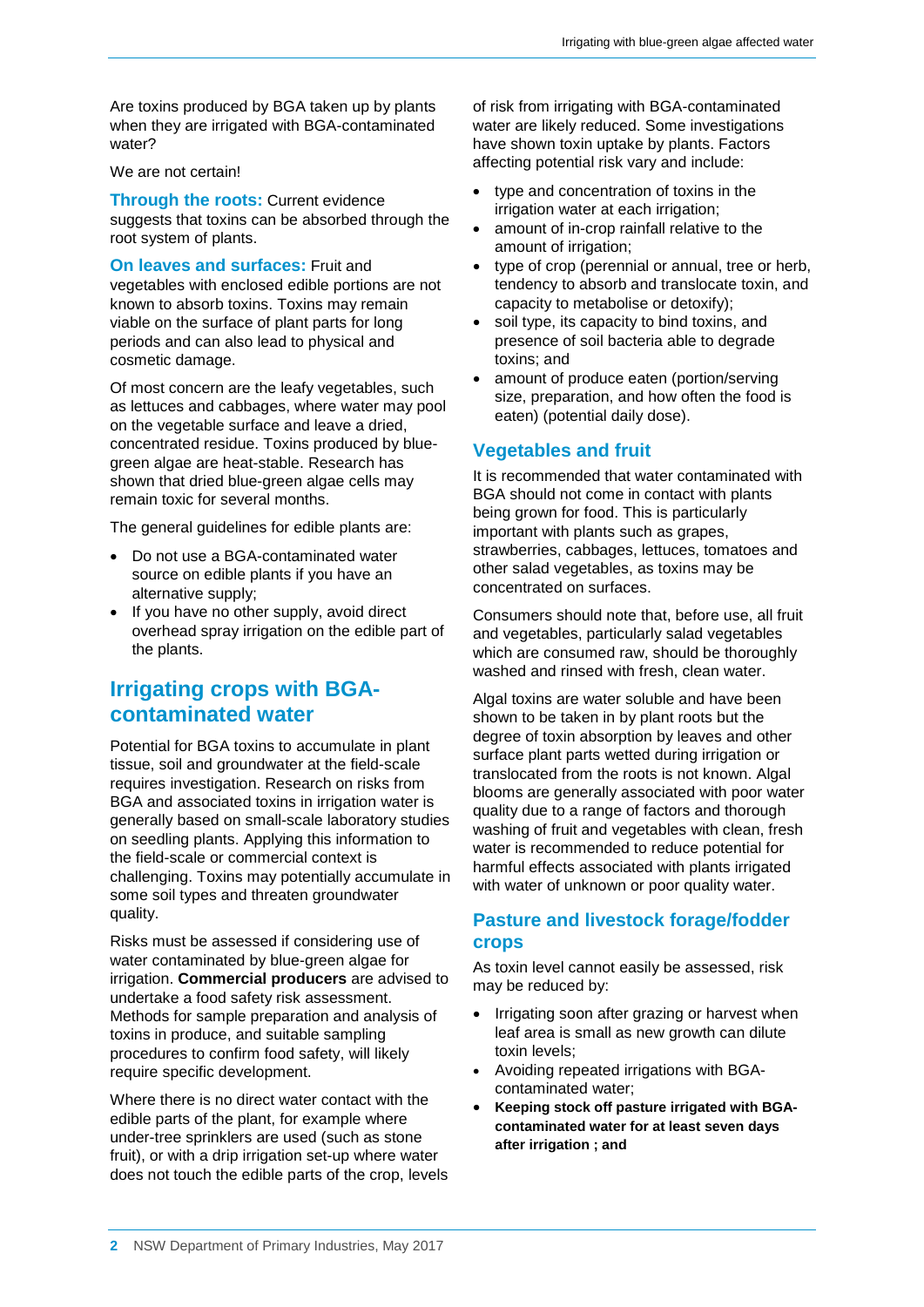Are toxins produced by BGA taken up by plants when they are irrigated with BGA-contaminated water?

We are not certain!

**Through the roots:** Current evidence suggests that toxins can be absorbed through the root system of plants.

**On leaves and surfaces:** Fruit and vegetables with enclosed edible portions are not known to absorb toxins. Toxins may remain viable on the surface of plant parts for long periods and can also lead to physical and cosmetic damage.

Of most concern are the leafy vegetables, such as lettuces and cabbages, where water may pool on the vegetable surface and leave a dried, concentrated residue. Toxins produced by blue-green algae are heat-stable. Research has shown that dried blue-green algae cells may remain toxic for several months.

The general guidelines for edible plants are:

- Do not use a BGA-contaminated water source on edible plants if you have an alternative supply;
- If you have no other supply, avoid direct overhead spray irrigation on the edible part of the plants.

## Irrigating crops with BGA-contaminated water

Potential for BGA toxins to accumulate in plant tissue, soil and groundwater at the field-scale requires investigation. Research on risks from BGA and associated toxins in irrigation water is generally based on small-scale laboratory studies on seedling plants. Applying this information to the field-scale or commercial context is challenging. Toxins may potentially accumulate in some soil types and threaten groundwater quality.

Risks must be assessed if considering use of water contaminated by blue-green algae for irrigation. **Commercial producers** are advised to undertake a food safety risk assessment. Methods for sample preparation and analysis of toxins in produce, and suitable sampling procedures to confirm food safety, will likely require specific development.

Where there is no direct water contact with the edible parts of the plant, for example where under-tree sprinklers are used (such as stone fruit), or with a drip irrigation set-up where water does not touch the edible parts of the crop, levels of risk from irrigating with BGA-contaminated water are likely reduced. Some investigations have shown toxin uptake by plants. Factors affecting potential risk vary and include:

- type and concentration of toxins in the irrigation water at each irrigation;
- amount of in-crop rainfall relative to the amount of irrigation;
- type of crop (perennial or annual, tree or herb, tendency to absorb and translocate toxin, and capacity to metabolise or detoxify);
- soil type, its capacity to bind toxins, and presence of soil bacteria able to degrade toxins; and
- amount of produce eaten (portion/serving size, preparation, and how often the food is eaten) (potential daily dose).

### Vegetables and fruit

It is recommended that water contaminated with BGA should not come in contact with plants being grown for food. This is particularly important with plants such as grapes, strawberries, cabbages, lettuces, tomatoes and other salad vegetables, as toxins may be concentrated on surfaces.

Consumers should note that, before use, all fruit and vegetables, particularly salad vegetables which are consumed raw, should be thoroughly washed and rinsed with fresh, clean water.

Algal toxins are water soluble and have been shown to be taken in by plant roots but the degree of toxin absorption by leaves and other surface plant parts wetted during irrigation or translocated from the roots is not known. Algal blooms are generally associated with poor water quality due to a range of factors and thorough washing of fruit and vegetables with clean, fresh water is recommended to reduce potential for harmful effects associated with plants irrigated with water of unknown or poor quality water.

### Pasture and livestock forage/fodder crops

As toxin level cannot easily be assessed, risk may be reduced by:

- Irrigating soon after grazing or harvest when leaf area is small as new growth can dilute toxin levels;
- Avoiding repeated irrigations with BGA-contaminated water;
- **Keeping stock off pasture irrigated with BGA-contaminated water for at least seven days after irrigation ; and**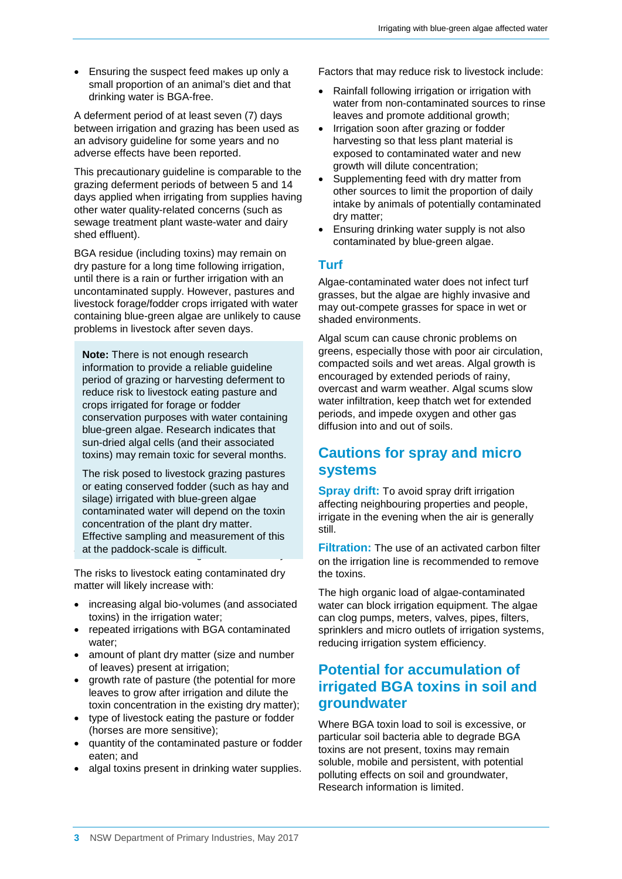- Ensuring the suspect feed makes up only a small proportion of an animal's diet and that drinking water is BGA-free.

A deferment period of at least seven (7) days between irrigation and grazing has been used as an advisory guideline for some years and no adverse effects have been reported.

This precautionary guideline is comparable to the grazing deferment periods of between 5 and 14 days applied when irrigating from supplies having other water quality-related concerns (such as sewage treatment plant waste-water and dairy shed effluent).

BGA residue (including toxins) may remain on dry pasture for a long time following irrigation, until there is a rain or further irrigation with an uncontaminated supply. However, pastures and livestock forage/fodder crops irrigated with water containing blue-green algae are unlikely to cause problems in livestock after seven days.

> **Note:** There is not enough research information to provide a reliable guideline period of grazing or harvesting deferment to reduce risk to livestock eating pasture and crops irrigated for forage or fodder conservation purposes with water containing blue-green algae. Research indicates that sun-dried algal cells (and their associated toxins) may remain toxic for several months.
>
> The risk posed to livestock grazing pastures or eating conserved fodder (such as hay and silage) irrigated with blue-green algae contaminated water will depend on the toxin concentration of the plant dry matter. Effective sampling and measurement of this at the paddock-scale is difficult.

The risks to livestock eating contaminated dry matter will likely increase with:

- increasing algal bio-volumes (and associated toxins) in the irrigation water;
- repeated irrigations with BGA contaminated water;
- amount of plant dry matter (size and number of leaves) present at irrigation;
- growth rate of pasture (the potential for more leaves to grow after irrigation and dilute the toxin concentration in the existing dry matter);
- type of livestock eating the pasture or fodder (horses are more sensitive);
- quantity of the contaminated pasture or fodder eaten; and
- algal toxins present in drinking water supplies.

Factors that may reduce risk to livestock include:

- Rainfall following irrigation or irrigation with water from non-contaminated sources to rinse leaves and promote additional growth;
- Irrigation soon after grazing or fodder harvesting so that less plant material is exposed to contaminated water and new growth will dilute concentration;
- Supplementing feed with dry matter from other sources to limit the proportion of daily intake by animals of potentially contaminated dry matter;
- Ensuring drinking water supply is not also contaminated by blue-green algae.

### Turf

Algae-contaminated water does not infect turf grasses, but the algae are highly invasive and may out-compete grasses for space in wet or shaded environments.

Algal scum can cause chronic problems on greens, especially those with poor air circulation, compacted soils and wet areas. Algal growth is encouraged by extended periods of rainy, overcast and warm weather. Algal scums slow water infiltration, keep thatch wet for extended periods, and impede oxygen and other gas diffusion into and out of soils.

## Cautions for spray and micro systems

**Spray drift:** To avoid spray drift irrigation affecting neighbouring properties and people, irrigate in the evening when the air is generally still.

**Filtration:** The use of an activated carbon filter on the irrigation line is recommended to remove the toxins.

The high organic load of algae-contaminated water can block irrigation equipment. The algae can clog pumps, meters, valves, pipes, filters, sprinklers and micro outlets of irrigation systems, reducing irrigation system efficiency.

## Potential for accumulation of irrigated BGA toxins in soil and groundwater

Where BGA toxin load to soil is excessive, or particular soil bacteria able to degrade BGA toxins are not present, toxins may remain soluble, mobile and persistent, with potential polluting effects on soil and groundwater, Research information is limited.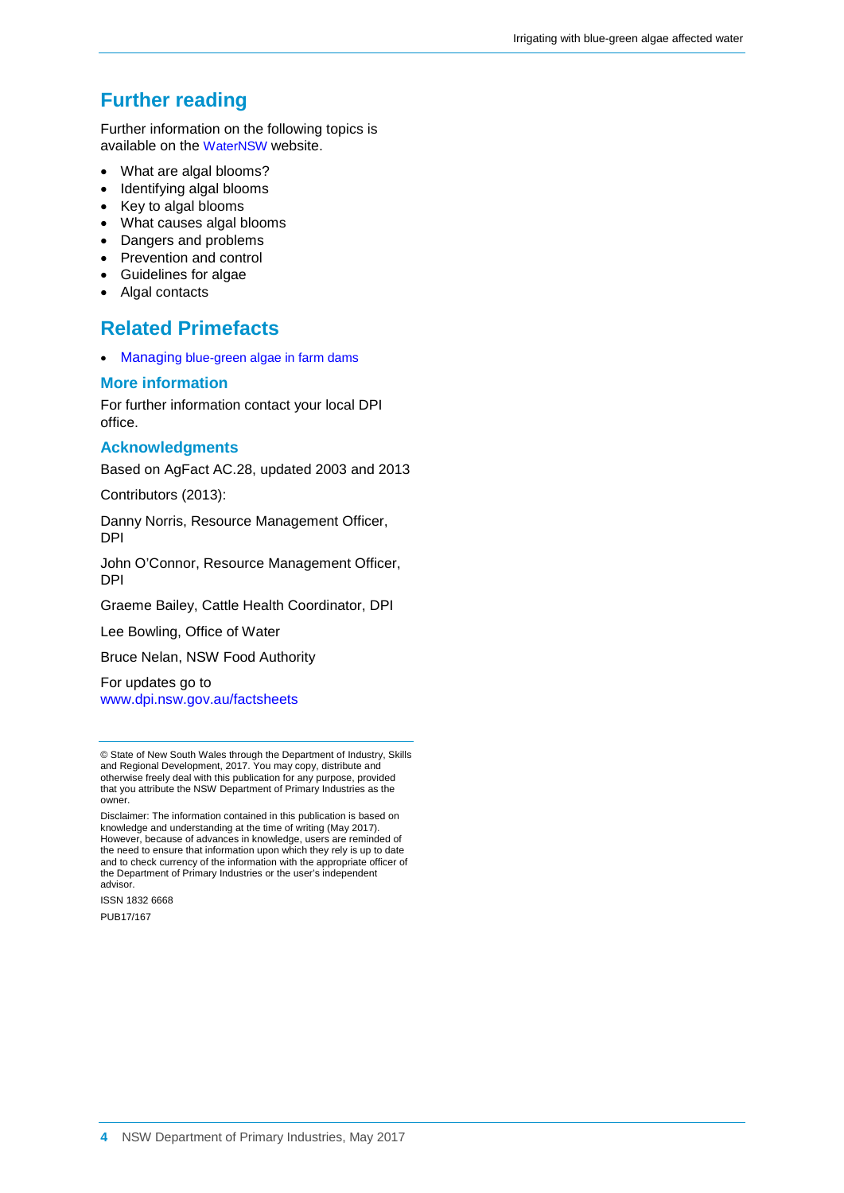## Further reading

Further information on the following topics is available on the WaterNSW website.

- What are algal blooms?
- Identifying algal blooms
- Key to algal blooms
- What causes algal blooms
- Dangers and problems
- Prevention and control
- Guidelines for algae
- Algal contacts

## Related Primefacts

- Managing blue-green algae in farm dams

### More information

For further information contact your local DPI office.

### Acknowledgments

Based on AgFact AC.28, updated 2003 and 2013

Contributors (2013):

Danny Norris, Resource Management Officer, DPI

John O'Connor, Resource Management Officer, DPI

Graeme Bailey, Cattle Health Coordinator, DPI

Lee Bowling, Office of Water

Bruce Nelan, NSW Food Authority

For updates go to
www.dpi.nsw.gov.au/factsheets

© State of New South Wales through the Department of Industry, Skills and Regional Development, 2017. You may copy, distribute and otherwise freely deal with this publication for any purpose, provided that you attribute the NSW Department of Primary Industries as the owner.

Disclaimer: The information contained in this publication is based on knowledge and understanding at the time of writing (May 2017). However, because of advances in knowledge, users are reminded of the need to ensure that information upon which they rely is up to date and to check currency of the information with the appropriate officer of the Department of Primary Industries or the user's independent advisor.

ISSN 1832 6668

PUB17/167